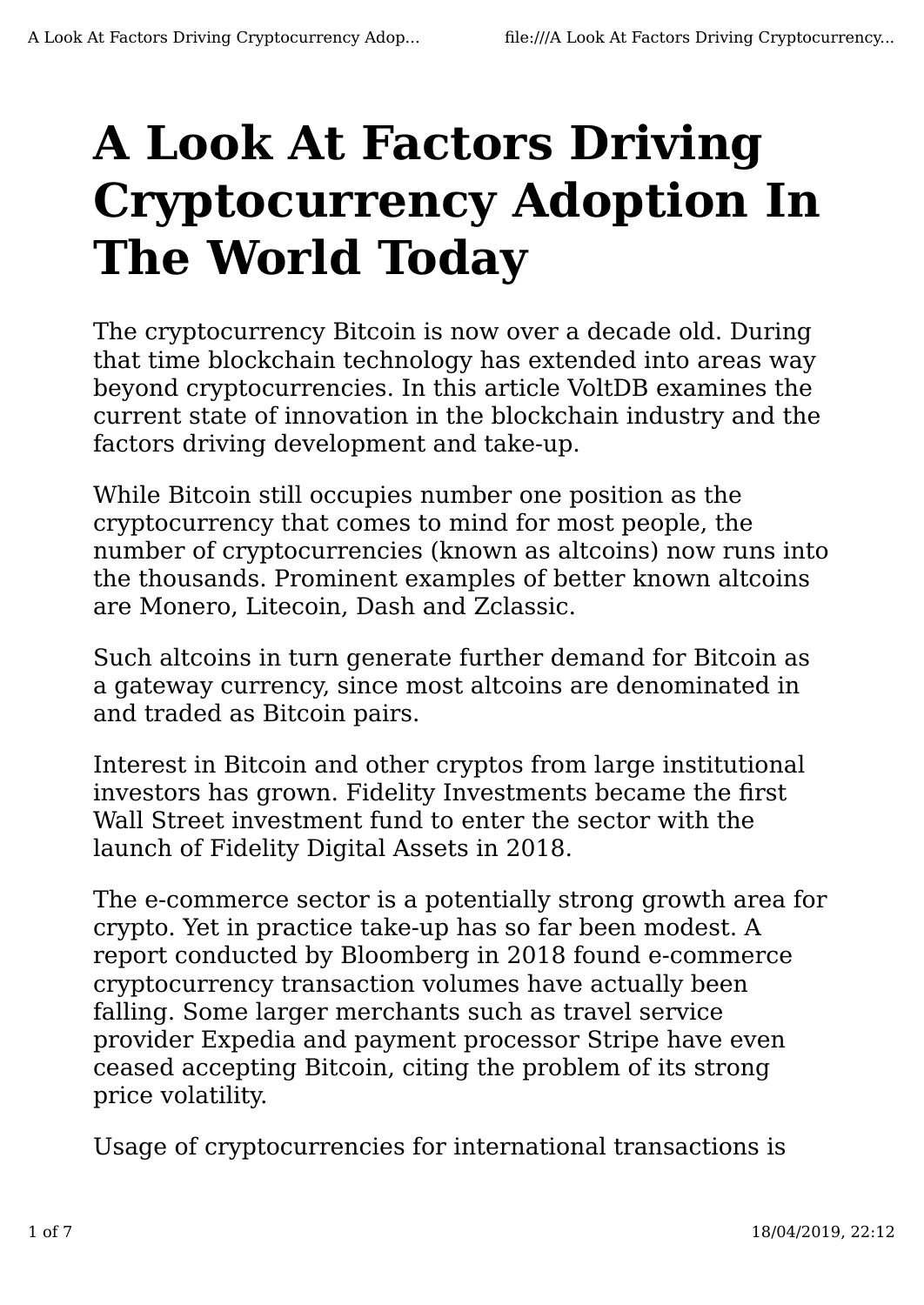# A Look At Factors Driving Cryptocurrency Adoption In The World Today

The cryptocurrency Bitcoin is now over a decade old. During that time blockchain technology has extended into areas way beyond cryptocurrencies. In this article VoltDB examines the current state of innovation in the blockchain industry and the factors driving development and take-up.

While Bitcoin still occupies number one position as the cryptocurrency that comes to mind for most people, the number of cryptocurrencies (known as altcoins) now runs into the thousands. Prominent examples of better known altcoins are Monero, Litecoin, Dash and Zclassic.

Such altcoins in turn generate further demand for Bitcoin as a gateway currency, since most altcoins are denominated in and traded as Bitcoin pairs.

Interest in Bitcoin and other cryptos from large institutional investors has grown. Fidelity Investments became the first Wall Street investment fund to enter the sector with the launch of Fidelity Digital Assets in 2018.

The e-commerce sector is a potentially strong growth area for crypto. Yet in practice take-up has so far been modest. A report conducted by Bloomberg in 2018 found e-commerce cryptocurrency transaction volumes have actually been falling. Some larger merchants such as travel service provider Expedia and payment processor Stripe have even ceased accepting Bitcoin, citing the problem of its strong price volatility.

Usage of cryptocurrencies for international transactions is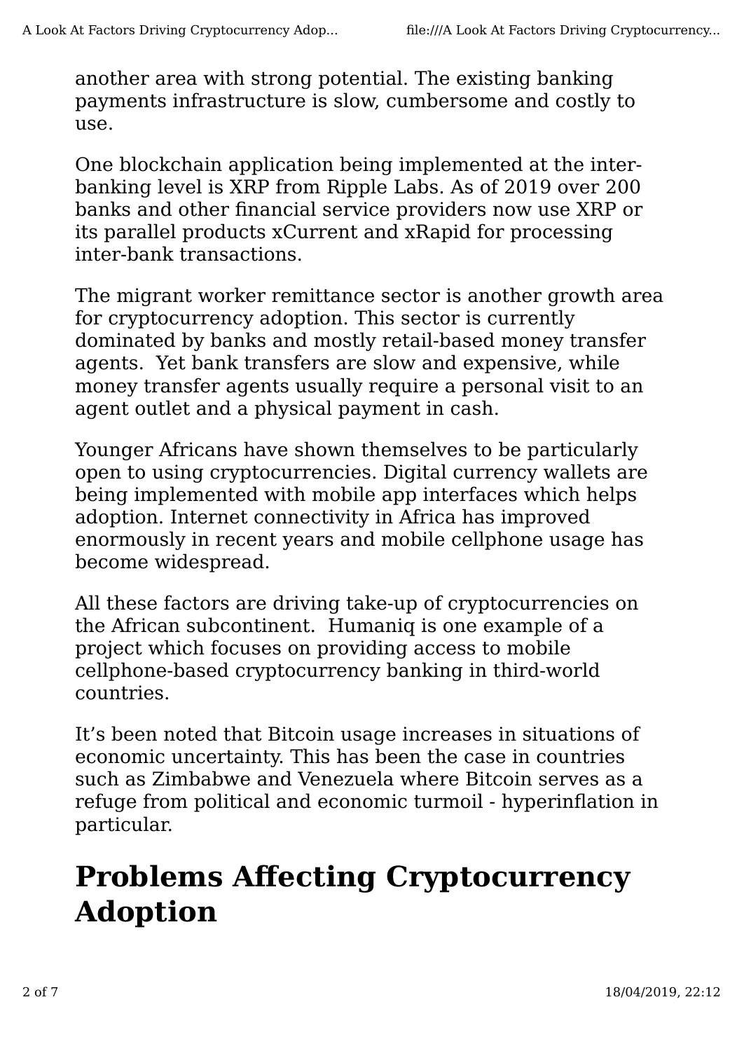another area with strong potential. The existing banking payments infrastructure is slow, cumbersome and costly to use.

One blockchain application being implemented at the inter-banking level is XRP from Ripple Labs. As of 2019 over 200 banks and other financial service providers now use XRP or its parallel products xCurrent and xRapid for processing inter-bank transactions.

The migrant worker remittance sector is another growth area for cryptocurrency adoption. This sector is currently dominated by banks and mostly retail-based money transfer agents. Yet bank transfers are slow and expensive, while money transfer agents usually require a personal visit to an agent outlet and a physical payment in cash.

Younger Africans have shown themselves to be particularly open to using cryptocurrencies. Digital currency wallets are being implemented with mobile app interfaces which helps adoption. Internet connectivity in Africa has improved enormously in recent years and mobile cellphone usage has become widespread.

All these factors are driving take-up of cryptocurrencies on the African subcontinent. Humaniq is one example of a project which focuses on providing access to mobile cellphone-based cryptocurrency banking in third-world countries.

It's been noted that Bitcoin usage increases in situations of economic uncertainty. This has been the case in countries such as Zimbabwe and Venezuela where Bitcoin serves as a refuge from political and economic turmoil - hyperinflation in particular.

# Problems Affecting Cryptocurrency Adoption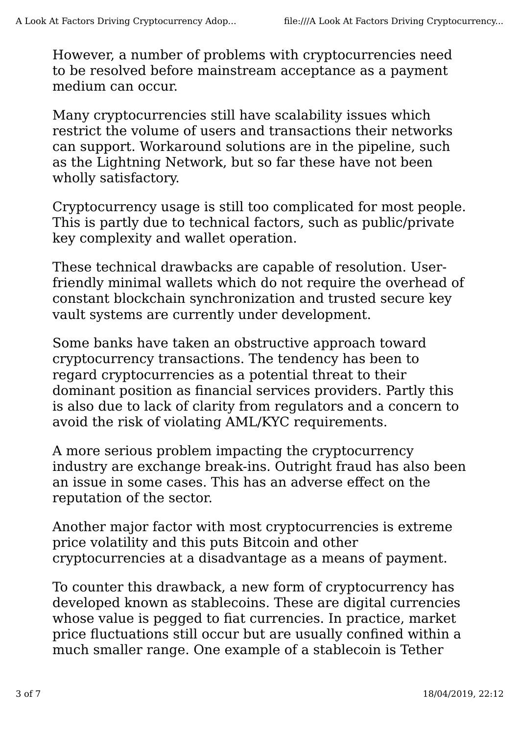However, a number of problems with cryptocurrencies need to be resolved before mainstream acceptance as a payment medium can occur.

Many cryptocurrencies still have scalability issues which restrict the volume of users and transactions their networks can support. Workaround solutions are in the pipeline, such as the Lightning Network, but so far these have not been wholly satisfactory.

Cryptocurrency usage is still too complicated for most people. This is partly due to technical factors, such as public/private key complexity and wallet operation.

These technical drawbacks are capable of resolution. User-friendly minimal wallets which do not require the overhead of constant blockchain synchronization and trusted secure key vault systems are currently under development.

Some banks have taken an obstructive approach toward cryptocurrency transactions. The tendency has been to regard cryptocurrencies as a potential threat to their dominant position as financial services providers. Partly this is also due to lack of clarity from regulators and a concern to avoid the risk of violating AML/KYC requirements.

A more serious problem impacting the cryptocurrency industry are exchange break-ins. Outright fraud has also been an issue in some cases. This has an adverse effect on the reputation of the sector.

Another major factor with most cryptocurrencies is extreme price volatility and this puts Bitcoin and other cryptocurrencies at a disadvantage as a means of payment.

To counter this drawback, a new form of cryptocurrency has developed known as stablecoins. These are digital currencies whose value is pegged to fiat currencies. In practice, market price fluctuations still occur but are usually confined within a much smaller range. One example of a stablecoin is Tether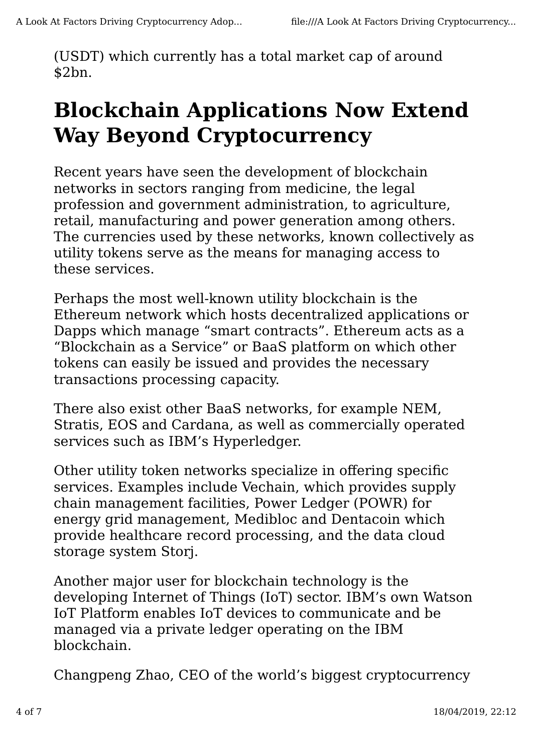(USDT) which currently has a total market cap of around $2bn.

# Blockchain Applications Now Extend Way Beyond Cryptocurrency

Recent years have seen the development of blockchain networks in sectors ranging from medicine, the legal profession and government administration, to agriculture, retail, manufacturing and power generation among others. The currencies used by these networks, known collectively as utility tokens serve as the means for managing access to these services.

Perhaps the most well-known utility blockchain is the Ethereum network which hosts decentralized applications or Dapps which manage “smart contracts”. Ethereum acts as a “Blockchain as a Service” or BaaS platform on which other tokens can easily be issued and provides the necessary transactions processing capacity.

There also exist other BaaS networks, for example NEM, Stratis, EOS and Cardana, as well as commercially operated services such as IBM’s Hyperledger.

Other utility token networks specialize in offering specific services. Examples include Vechain, which provides supply chain management facilities, Power Ledger (POWR) for energy grid management, Medibloc and Dentacoin which provide healthcare record processing, and the data cloud storage system Storj.

Another major user for blockchain technology is the developing Internet of Things (IoT) sector. IBM’s own Watson IoT Platform enables IoT devices to communicate and be managed via a private ledger operating on the IBM blockchain.

Changpeng Zhao, CEO of the world’s biggest cryptocurrency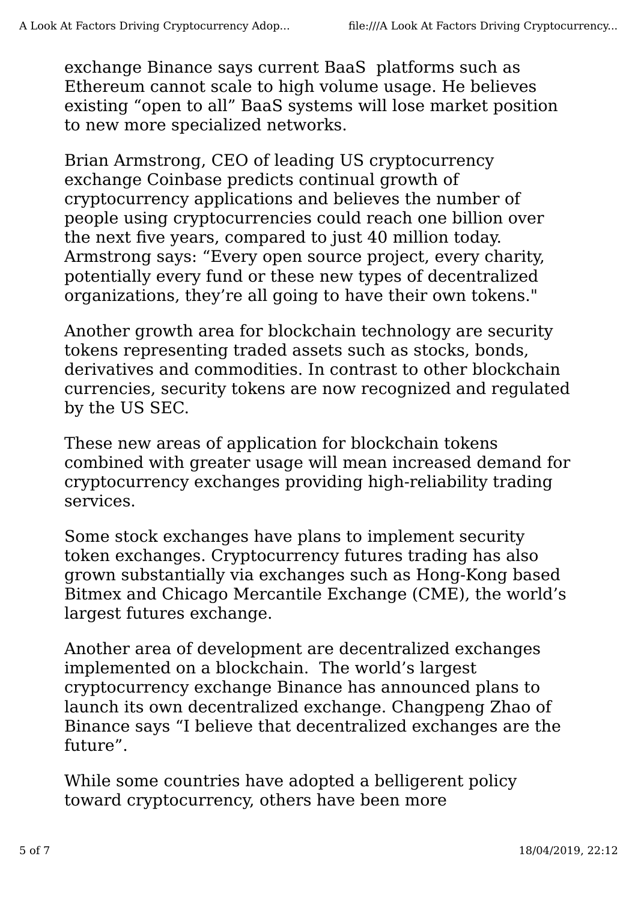exchange Binance says current BaaS  platforms such as Ethereum cannot scale to high volume usage. He believes existing “open to all” BaaS systems will lose market position to new more specialized networks.

Brian Armstrong, CEO of leading US cryptocurrency exchange Coinbase predicts continual growth of cryptocurrency applications and believes the number of people using cryptocurrencies could reach one billion over the next five years, compared to just 40 million today. Armstrong says: “Every open source project, every charity, potentially every fund or these new types of decentralized organizations, they’re all going to have their own tokens."

Another growth area for blockchain technology are security tokens representing traded assets such as stocks, bonds, derivatives and commodities. In contrast to other blockchain currencies, security tokens are now recognized and regulated by the US SEC.

These new areas of application for blockchain tokens combined with greater usage will mean increased demand for cryptocurrency exchanges providing high-reliability trading services.

Some stock exchanges have plans to implement security token exchanges. Cryptocurrency futures trading has also grown substantially via exchanges such as Hong-Kong based Bitmex and Chicago Mercantile Exchange (CME), the world’s largest futures exchange.

Another area of development are decentralized exchanges implemented on a blockchain.  The world’s largest cryptocurrency exchange Binance has announced plans to launch its own decentralized exchange. Changpeng Zhao of Binance says “I believe that decentralized exchanges are the future”.

While some countries have adopted a belligerent policy toward cryptocurrency, others have been more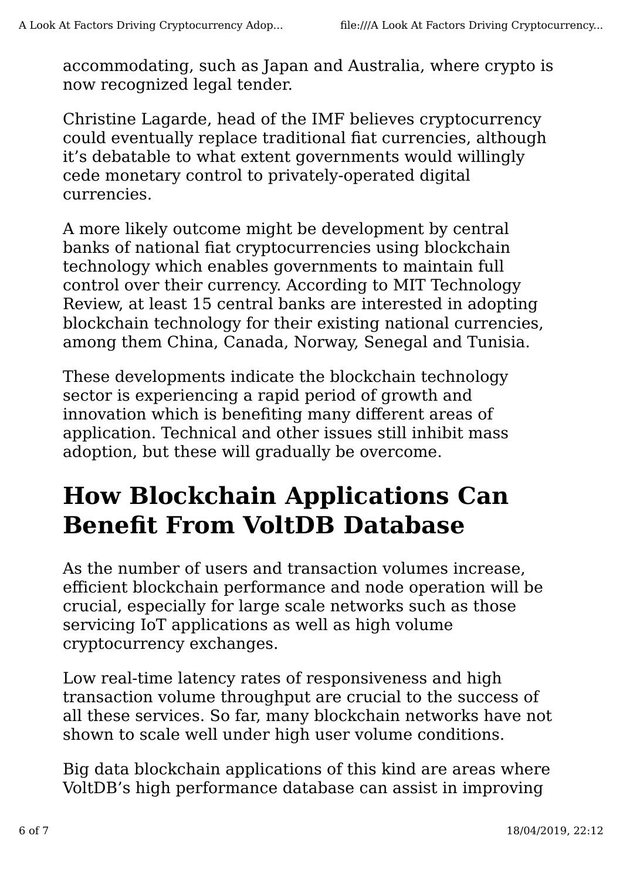accommodating, such as Japan and Australia, where crypto is now recognized legal tender.

Christine Lagarde, head of the IMF believes cryptocurrency could eventually replace traditional fiat currencies, although it’s debatable to what extent governments would willingly cede monetary control to privately-operated digital currencies.

A more likely outcome might be development by central banks of national fiat cryptocurrencies using blockchain technology which enables governments to maintain full control over their currency. According to MIT Technology Review, at least 15 central banks are interested in adopting blockchain technology for their existing national currencies, among them China, Canada, Norway, Senegal and Tunisia.

These developments indicate the blockchain technology sector is experiencing a rapid period of growth and innovation which is benefiting many different areas of application. Technical and other issues still inhibit mass adoption, but these will gradually be overcome.

# How Blockchain Applications Can Benefit From VoltDB Database

As the number of users and transaction volumes increase, efficient blockchain performance and node operation will be crucial, especially for large scale networks such as those servicing IoT applications as well as high volume cryptocurrency exchanges.

Low real-time latency rates of responsiveness and high transaction volume throughput are crucial to the success of all these services. So far, many blockchain networks have not shown to scale well under high user volume conditions.

Big data blockchain applications of this kind are areas where VoltDB’s high performance database can assist in improving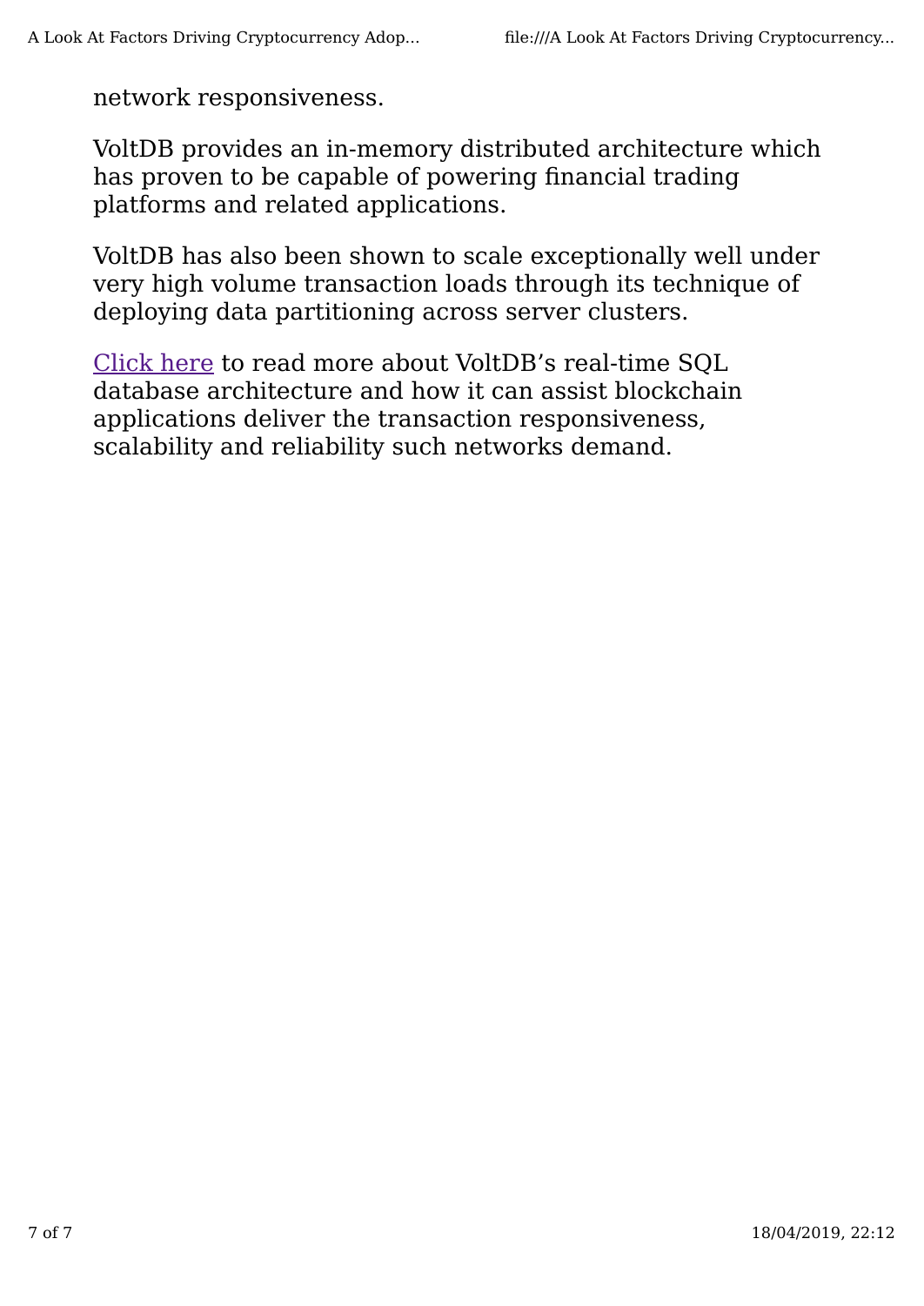network responsiveness.

VoltDB provides an in-memory distributed architecture which has proven to be capable of powering financial trading platforms and related applications.

VoltDB has also been shown to scale exceptionally well under very high volume transaction loads through its technique of deploying data partitioning across server clusters.

Click here to read more about VoltDB’s real-time SQL database architecture and how it can assist blockchain applications deliver the transaction responsiveness, scalability and reliability such networks demand.